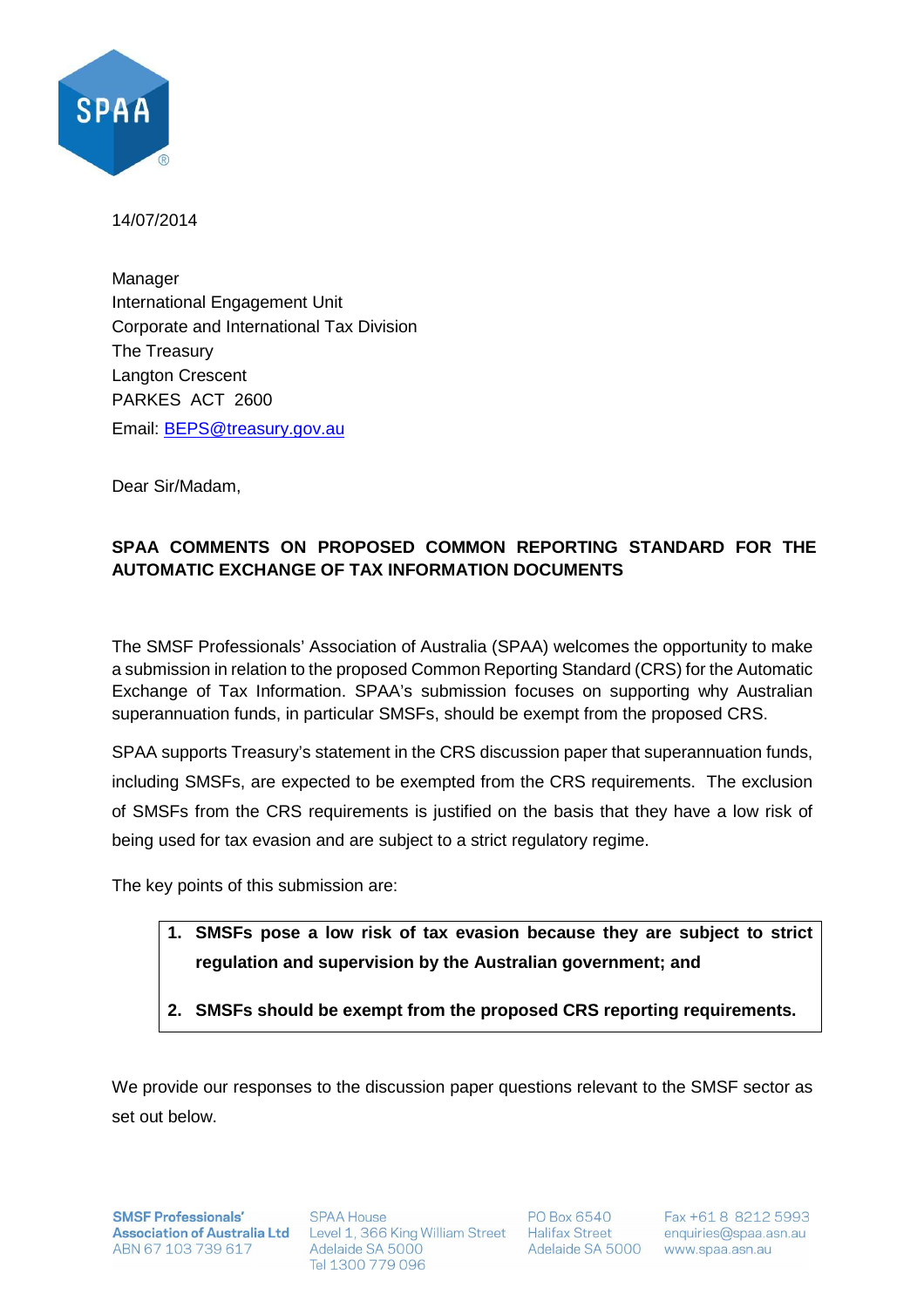14/07/2014

Manager
International Engagement Unit
Corporate and International Tax Division
The Treasury
Langton Crescent
PARKES ACT 2600

Email: [BEPS@treasury.gov.au](mailto:BEPS@treasury.gov.au)

Dear Sir/Madam,

**SPAA COMMENTS ON PROPOSED COMMON REPORTING STANDARD FOR THE AUTOMATIC EXCHANGE OF TAX INFORMATION DOCUMENTS**

The SMSF Professionals' Association of Australia (SPAA) welcomes the opportunity to make a submission in relation to the proposed Common Reporting Standard (CRS) for the Automatic Exchange of Tax Information. SPAA's submission focuses on supporting why Australian superannuation funds, in particular SMSFs, should be exempt from the proposed CRS.

SPAA supports Treasury's statement in the CRS discussion paper that superannuation funds, including SMSFs, are expected to be exempted from the CRS requirements. The exclusion of SMSFs from the CRS requirements is justified on the basis that they have a low risk of being used for tax evasion and are subject to a strict regulatory regime.

The key points of this submission are:

1. **SMSFs pose a low risk of tax evasion because they are subject to strict regulation and supervision by the Australian government; and**
2. **SMSFs should be exempt from the proposed CRS reporting requirements.**

We provide our responses to the discussion paper questions relevant to the SMSF sector as set out below.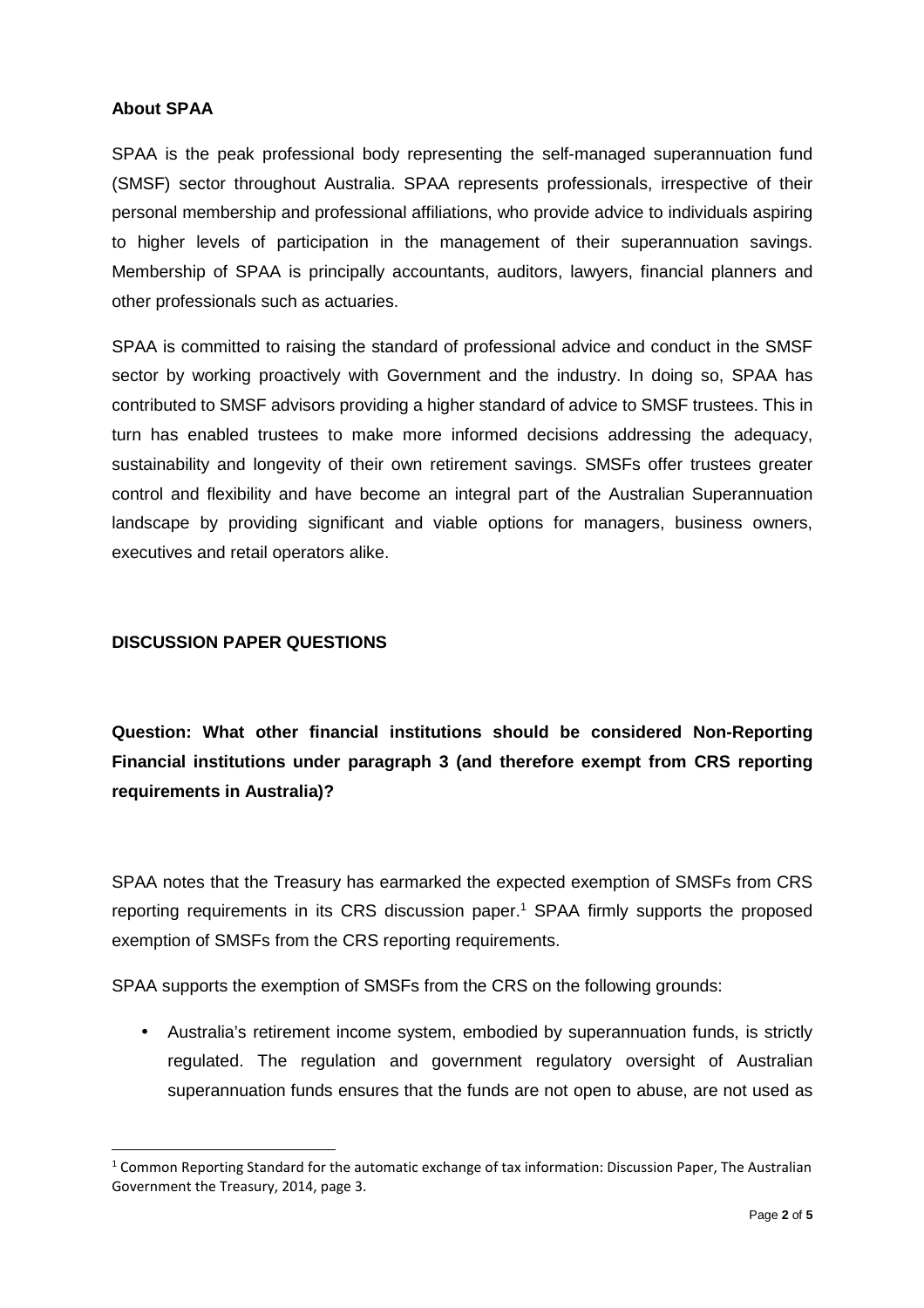**About SPAA**

SPAA is the peak professional body representing the self-managed superannuation fund (SMSF) sector throughout Australia. SPAA represents professionals, irrespective of their personal membership and professional affiliations, who provide advice to individuals aspiring to higher levels of participation in the management of their superannuation savings. Membership of SPAA is principally accountants, auditors, lawyers, financial planners and other professionals such as actuaries.

SPAA is committed to raising the standard of professional advice and conduct in the SMSF sector by working proactively with Government and the industry. In doing so, SPAA has contributed to SMSF advisors providing a higher standard of advice to SMSF trustees. This in turn has enabled trustees to make more informed decisions addressing the adequacy, sustainability and longevity of their own retirement savings. SMSFs offer trustees greater control and flexibility and have become an integral part of the Australian Superannuation landscape by providing significant and viable options for managers, business owners, executives and retail operators alike.

**DISCUSSION PAPER QUESTIONS**

**Question: What other financial institutions should be considered Non-Reporting Financial institutions under paragraph 3 (and therefore exempt from CRS reporting requirements in Australia)?**

SPAA notes that the Treasury has earmarked the expected exemption of SMSFs from CRS reporting requirements in its CRS discussion paper.[1] SPAA firmly supports the proposed exemption of SMSFs from the CRS reporting requirements.

SPAA supports the exemption of SMSFs from the CRS on the following grounds:

- Australia's retirement income system, embodied by superannuation funds, is strictly regulated. The regulation and government regulatory oversight of Australian superannuation funds ensures that the funds are not open to abuse, are not used as

[1] Common Reporting Standard for the automatic exchange of tax information: Discussion Paper, The Australian Government the Treasury, 2014, page 3.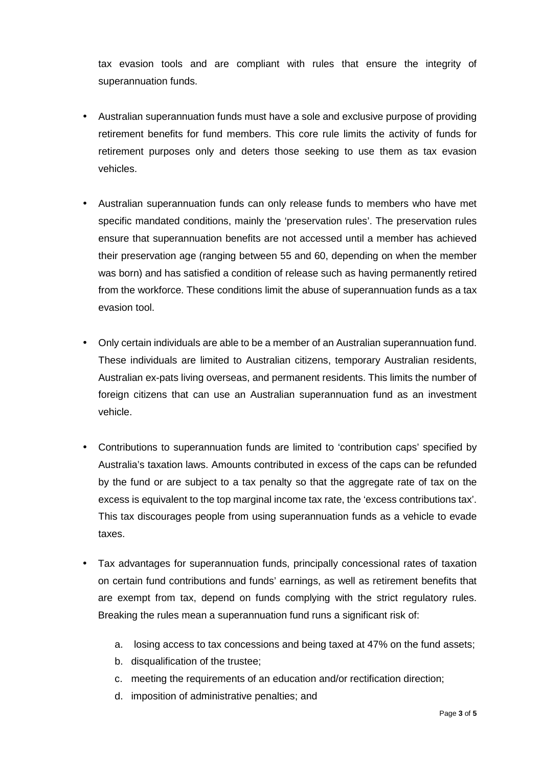tax evasion tools and are compliant with rules that ensure the integrity of superannuation funds.

- Australian superannuation funds must have a sole and exclusive purpose of providing retirement benefits for fund members. This core rule limits the activity of funds for retirement purposes only and deters those seeking to use them as tax evasion vehicles.

- Australian superannuation funds can only release funds to members who have met specific mandated conditions, mainly the 'preservation rules'. The preservation rules ensure that superannuation benefits are not accessed until a member has achieved their preservation age (ranging between 55 and 60, depending on when the member was born) and has satisfied a condition of release such as having permanently retired from the workforce. These conditions limit the abuse of superannuation funds as a tax evasion tool.

- Only certain individuals are able to be a member of an Australian superannuation fund. These individuals are limited to Australian citizens, temporary Australian residents, Australian ex-pats living overseas, and permanent residents. This limits the number of foreign citizens that can use an Australian superannuation fund as an investment vehicle.

- Contributions to superannuation funds are limited to 'contribution caps' specified by Australia's taxation laws. Amounts contributed in excess of the caps can be refunded by the fund or are subject to a tax penalty so that the aggregate rate of tax on the excess is equivalent to the top marginal income tax rate, the 'excess contributions tax'. This tax discourages people from using superannuation funds as a vehicle to evade taxes.

- Tax advantages for superannuation funds, principally concessional rates of taxation on certain fund contributions and funds' earnings, as well as retirement benefits that are exempt from tax, depend on funds complying with the strict regulatory rules. Breaking the rules mean a superannuation fund runs a significant risk of:

  a. losing access to tax concessions and being taxed at 47% on the fund assets;
  b. disqualification of the trustee;
  c. meeting the requirements of an education and/or rectification direction;
  d. imposition of administrative penalties; and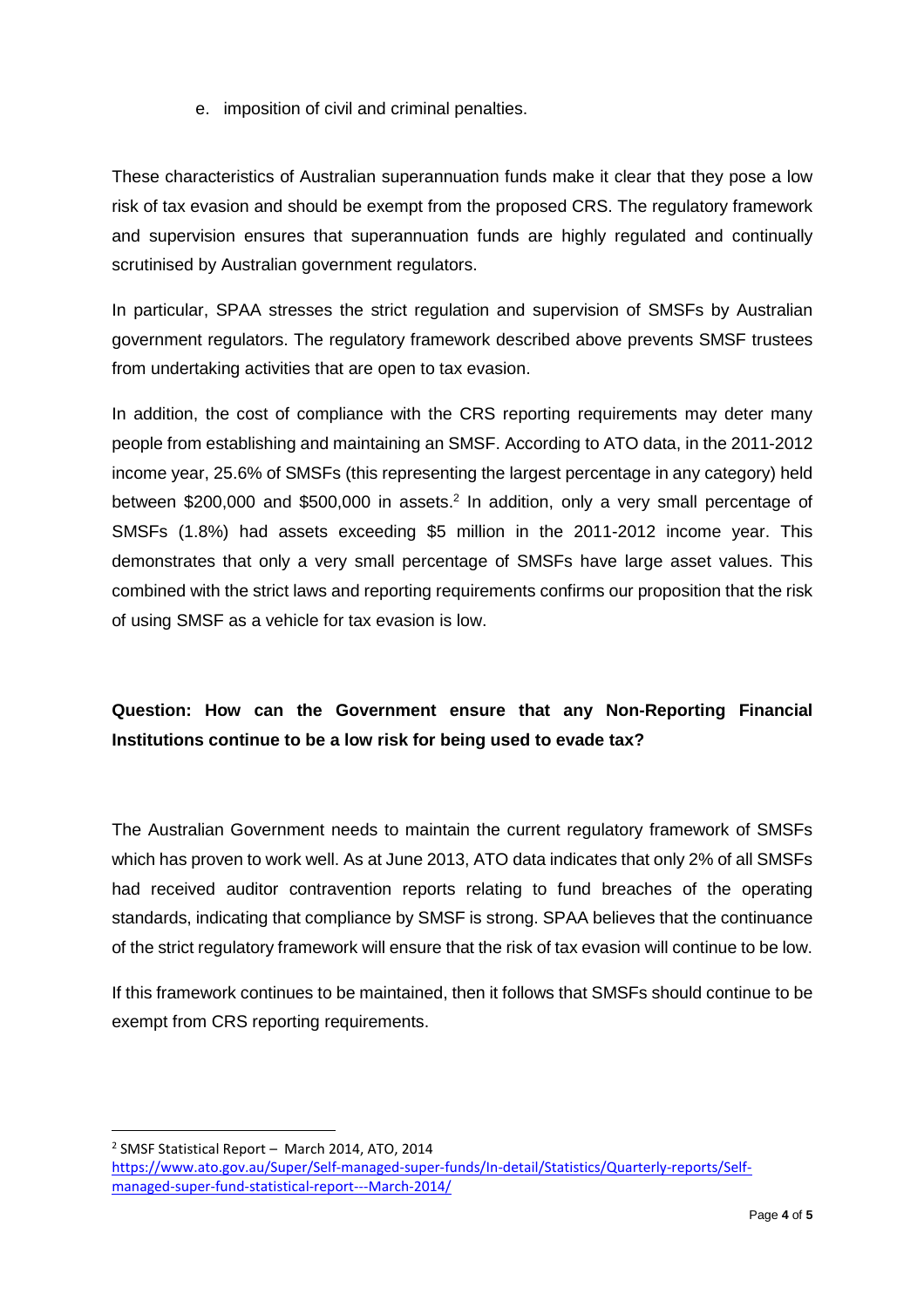e. imposition of civil and criminal penalties.

These characteristics of Australian superannuation funds make it clear that they pose a low risk of tax evasion and should be exempt from the proposed CRS. The regulatory framework and supervision ensures that superannuation funds are highly regulated and continually scrutinised by Australian government regulators.

In particular, SPAA stresses the strict regulation and supervision of SMSFs by Australian government regulators. The regulatory framework described above prevents SMSF trustees from undertaking activities that are open to tax evasion.

In addition, the cost of compliance with the CRS reporting requirements may deter many people from establishing and maintaining an SMSF. According to ATO data, in the 2011-2012 income year, 25.6% of SMSFs (this representing the largest percentage in any category) held between $200,000 and $500,000 in assets.[2] In addition, only a very small percentage of SMSFs (1.8%) had assets exceeding $5 million in the 2011-2012 income year. This demonstrates that only a very small percentage of SMSFs have large asset values. This combined with the strict laws and reporting requirements confirms our proposition that the risk of using SMSF as a vehicle for tax evasion is low.

**Question: How can the Government ensure that any Non-Reporting Financial Institutions continue to be a low risk for being used to evade tax?**

The Australian Government needs to maintain the current regulatory framework of SMSFs which has proven to work well. As at June 2013, ATO data indicates that only 2% of all SMSFs had received auditor contravention reports relating to fund breaches of the operating standards, indicating that compliance by SMSF is strong. SPAA believes that the continuance of the strict regulatory framework will ensure that the risk of tax evasion will continue to be low.

If this framework continues to be maintained, then it follows that SMSFs should continue to be exempt from CRS reporting requirements.

---

[2] SMSF Statistical Report – March 2014, ATO, 2014 https://www.ato.gov.au/Super/Self-managed-super-funds/In-detail/Statistics/Quarterly-reports/Self-managed-super-fund-statistical-report---March-2014/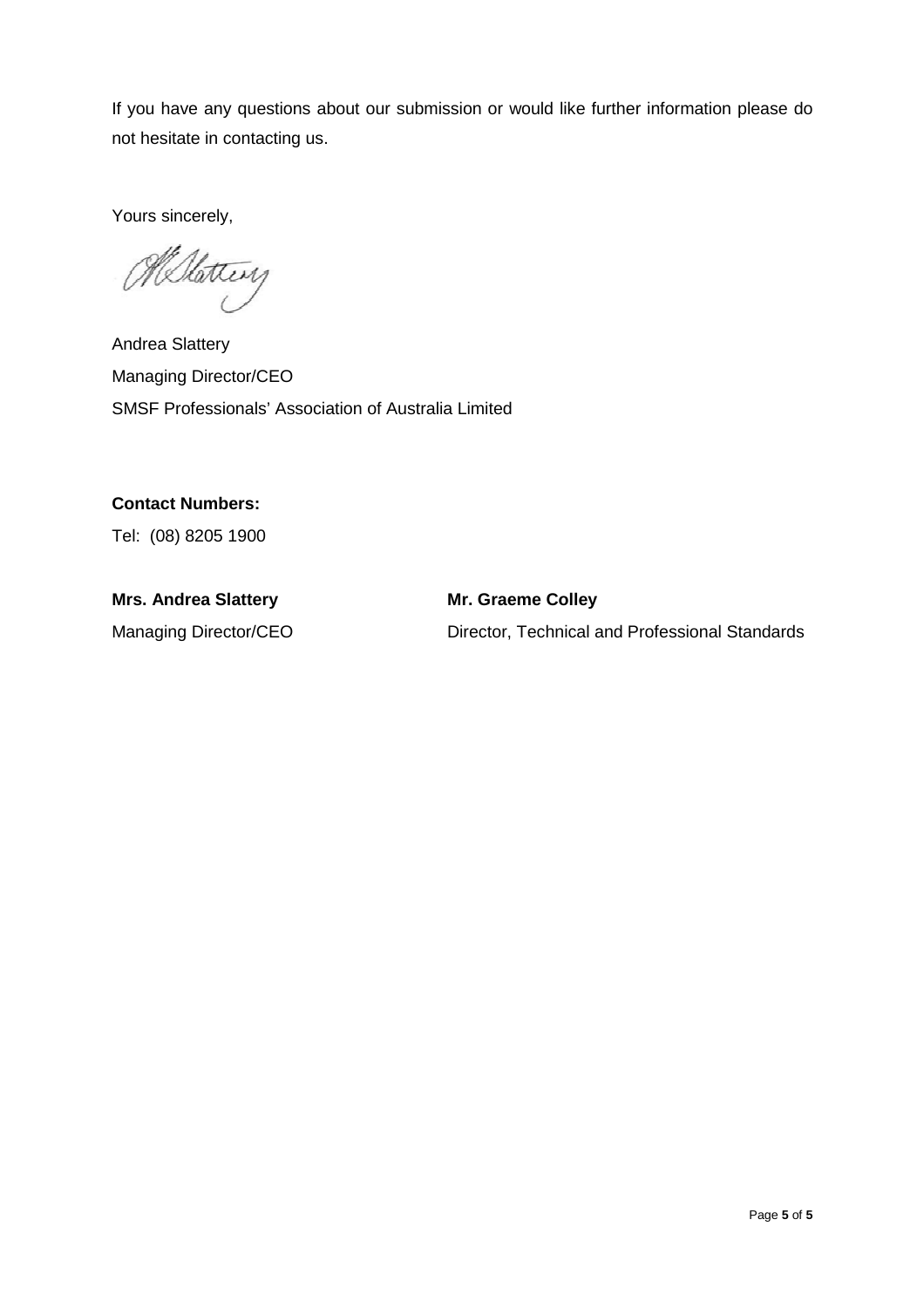If you have any questions about our submission or would like further information please do not hesitate in contacting us.

Yours sincerely,

Andrea Slattery
Managing Director/CEO
SMSF Professionals' Association of Australia Limited

**Contact Numbers:**

Tel: (08) 8205 1900

**Mrs. Andrea Slattery**
Managing Director/CEO

**Mr. Graeme Colley**
Director, Technical and Professional Standards